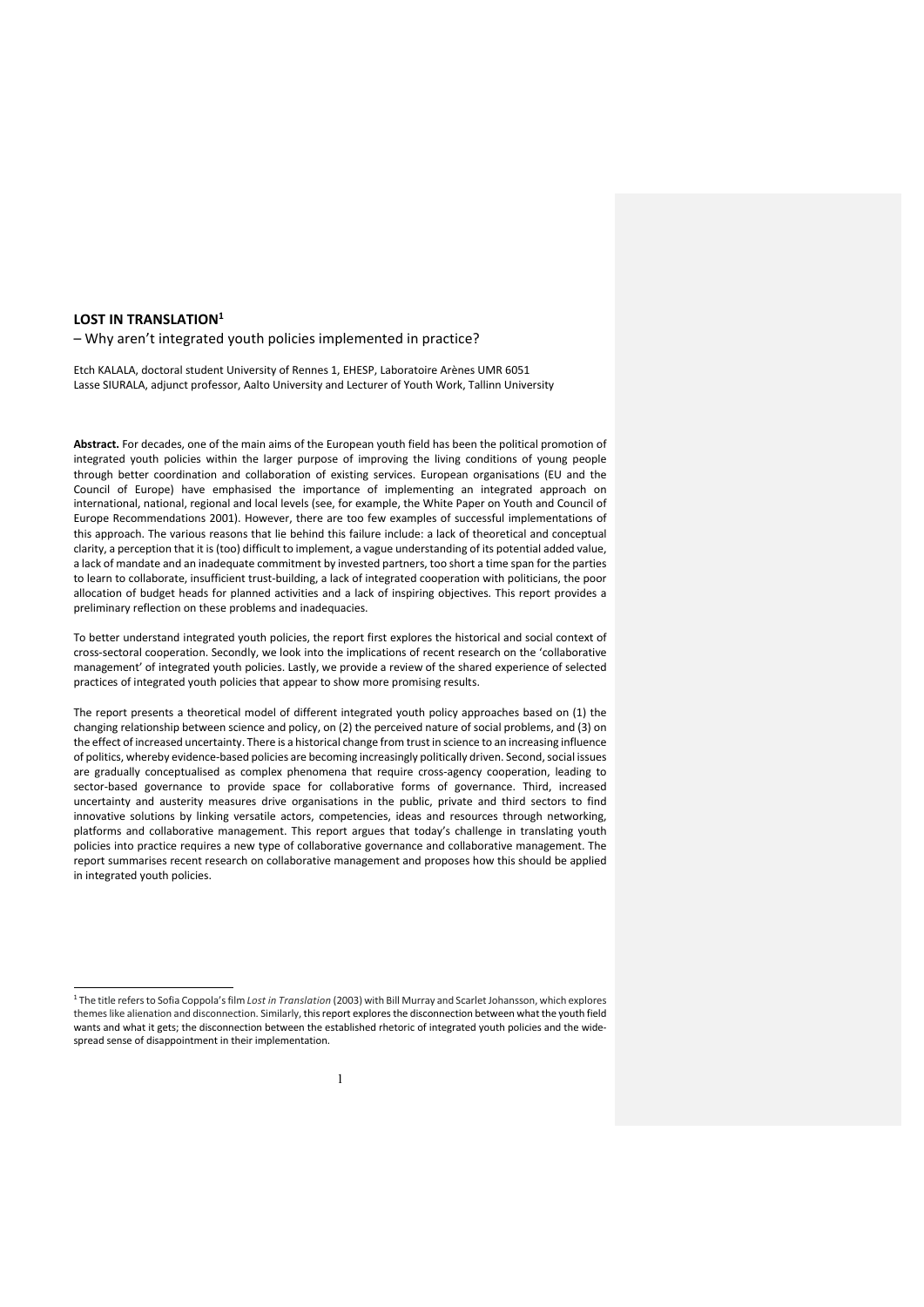# LOST IN TRANSLATION[1]

– Why aren't integrated youth policies implemented in practice?

Etch KALALA, doctoral student University of Rennes 1, EHESP, Laboratoire Arènes UMR 6051
Lasse SIURALA, adjunct professor, Aalto University and Lecturer of Youth Work, Tallinn University

**Abstract.** For decades, one of the main aims of the European youth field has been the political promotion of integrated youth policies within the larger purpose of improving the living conditions of young people through better coordination and collaboration of existing services. European organisations (EU and the Council of Europe) have emphasised the importance of implementing an integrated approach on international, national, regional and local levels (see, for example, the White Paper on Youth and Council of Europe Recommendations 2001). However, there are too few examples of successful implementations of this approach. The various reasons that lie behind this failure include: a lack of theoretical and conceptual clarity, a perception that it is (too) difficult to implement, a vague understanding of its potential added value, a lack of mandate and an inadequate commitment by invested partners, too short a time span for the parties to learn to collaborate, insufficient trust-building, a lack of integrated cooperation with politicians, the poor allocation of budget heads for planned activities and a lack of inspiring objectives. This report provides a preliminary reflection on these problems and inadequacies.

To better understand integrated youth policies, the report first explores the historical and social context of cross-sectoral cooperation. Secondly, we look into the implications of recent research on the 'collaborative management' of integrated youth policies. Lastly, we provide a review of the shared experience of selected practices of integrated youth policies that appear to show more promising results.

The report presents a theoretical model of different integrated youth policy approaches based on (1) the changing relationship between science and policy, on (2) the perceived nature of social problems, and (3) on the effect of increased uncertainty. There is a historical change from trust in science to an increasing influence of politics, whereby evidence-based policies are becoming increasingly politically driven. Second, social issues are gradually conceptualised as complex phenomena that require cross-agency cooperation, leading to sector-based governance to provide space for collaborative forms of governance. Third, increased uncertainty and austerity measures drive organisations in the public, private and third sectors to find innovative solutions by linking versatile actors, competencies, ideas and resources through networking, platforms and collaborative management. This report argues that today's challenge in translating youth policies into practice requires a new type of collaborative governance and collaborative management. The report summarises recent research on collaborative management and proposes how this should be applied in integrated youth policies.

---

[1] The title refers to Sofia Coppola's film *Lost in Translation* (2003) with Bill Murray and Scarlet Johansson, which explores themes like alienation and disconnection. Similarly, this report explores the disconnection between what the youth field wants and what it gets; the disconnection between the established rhetoric of integrated youth policies and the wide-spread sense of disappointment in their implementation.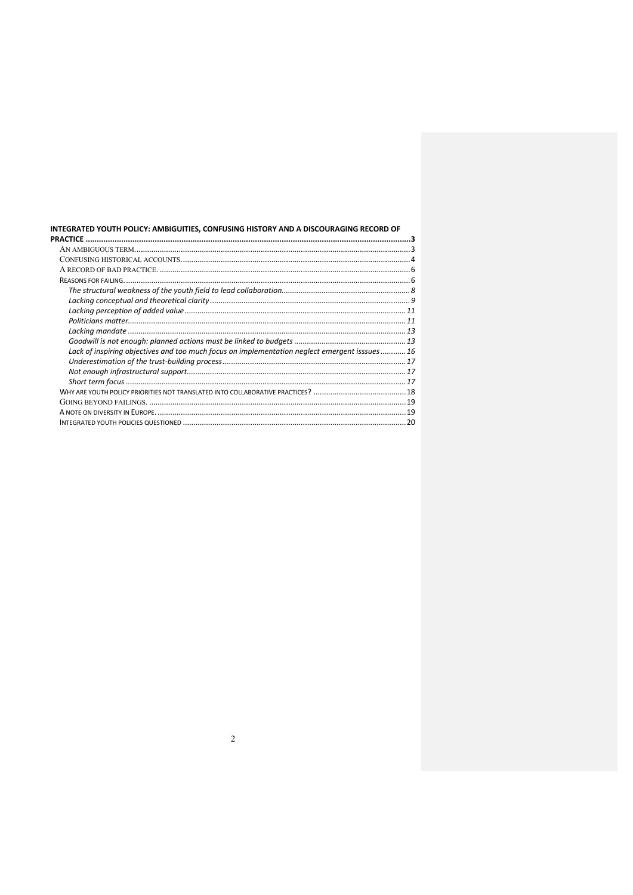**INTEGRATED YOUTH POLICY: AMBIGUITIES, CONFUSING HISTORY AND A DISCOURAGING RECORD OF PRACTICE** ..... 3

An ambiguous term ..... 3

Confusing historical accounts ..... 4

A record of bad practice. ..... 6

Reasons for failing. ..... 6

*The structural weakness of the youth field to lead collaboration* ..... 8

*Lacking conceptual and theoretical clarity* ..... 9

*Lacking perception of added value* ..... 11

*Politicians matter* ..... 11

*Lacking mandate* ..... 13

*Goodwill is not enough: planned actions must be linked to budgets* ..... 13

*Lack of inspiring objectives and too much focus on implementation neglect emergent isssues* ..... 16

*Underestimation of the trust-building process* ..... 17

*Not enough infrastructural support* ..... 17

*Short term focus* ..... 17

Why are youth policy priorities not translated into collaborative practices? ..... 18

Going beyond failings. ..... 19

A note on diversity in Europe. ..... 19

Integrated youth policies questioned ..... 20